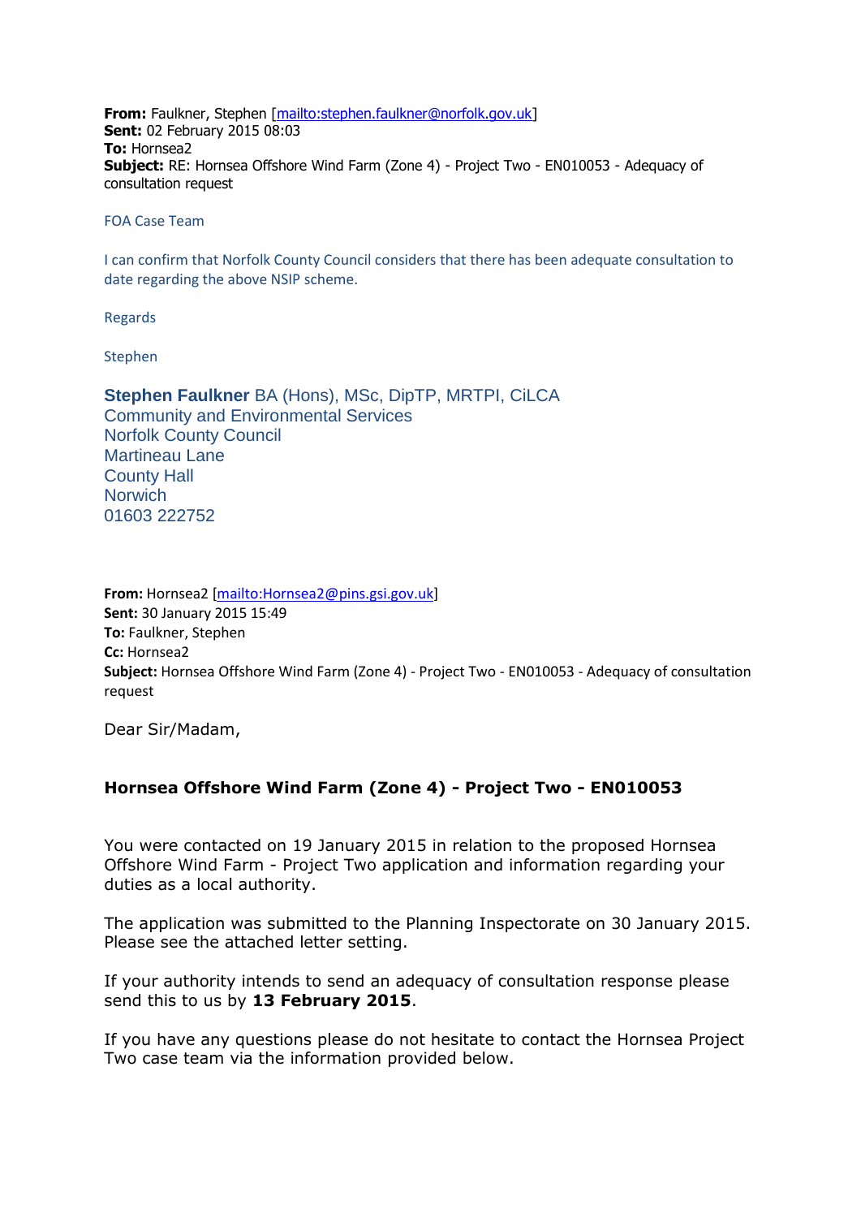**From:** Faulkner, Stephen [mailto:stephen.faulkner@norfolk.gov.uk]
**Sent:** 02 February 2015 08:03
**To:** Hornsea2
**Subject:** RE: Hornsea Offshore Wind Farm (Zone 4) - Project Two - EN010053 - Adequacy of consultation request

FOA Case Team

I can confirm that Norfolk County Council considers that there has been adequate consultation to date regarding the above NSIP scheme.

Regards

Stephen

**Stephen Faulkner** BA (Hons), MSc, DipTP, MRTPI, CiLCA
Community and Environmental Services
Norfolk County Council
Martineau Lane
County Hall
Norwich
01603 222752

**From:** Hornsea2 [mailto:Hornsea2@pins.gsi.gov.uk]
**Sent:** 30 January 2015 15:49
**To:** Faulkner, Stephen
**Cc:** Hornsea2
**Subject:** Hornsea Offshore Wind Farm (Zone 4) - Project Two - EN010053 - Adequacy of consultation request

Dear Sir/Madam,

**Hornsea Offshore Wind Farm (Zone 4) - Project Two - EN010053**

You were contacted on 19 January 2015 in relation to the proposed Hornsea Offshore Wind Farm - Project Two application and information regarding your duties as a local authority.

The application was submitted to the Planning Inspectorate on 30 January 2015. Please see the attached letter setting.

If your authority intends to send an adequacy of consultation response please send this to us by **13 February 2015**.

If you have any questions please do not hesitate to contact the Hornsea Project Two case team via the information provided below.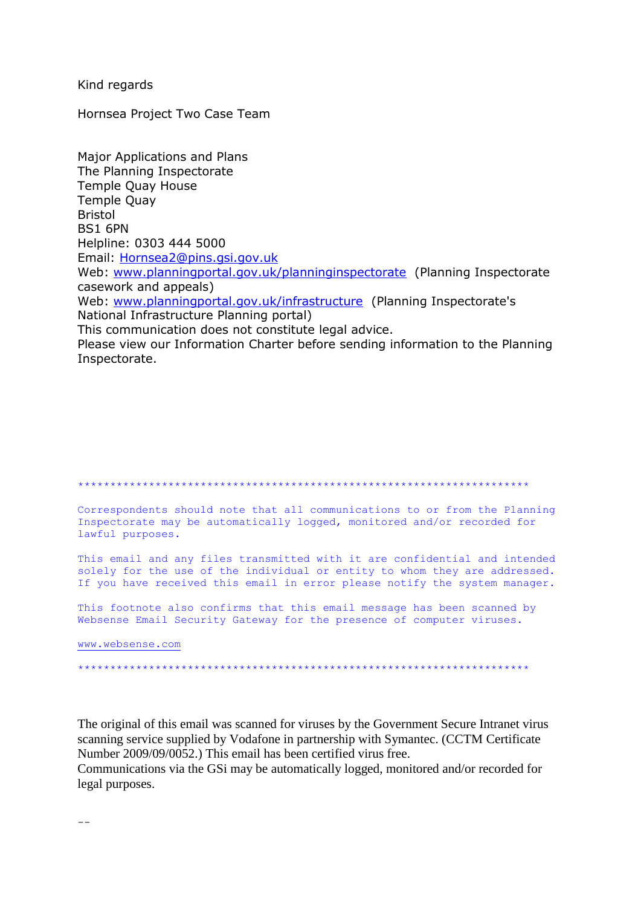Kind regards

Hornsea Project Two Case Team

Major Applications and Plans
The Planning Inspectorate
Temple Quay House
Temple Quay
Bristol
BS1 6PN
Helpline: 0303 444 5000
Email: Hornsea2@pins.gsi.gov.uk
Web: www.planningportal.gov.uk/planninginspectorate (Planning Inspectorate casework and appeals)
Web: www.planningportal.gov.uk/infrastructure (Planning Inspectorate's National Infrastructure Planning portal)
This communication does not constitute legal advice.
Please view our Information Charter before sending information to the Planning Inspectorate.

**********************************************************************

Correspondents should note that all communications to or from the Planning Inspectorate may be automatically logged, monitored and/or recorded for lawful purposes.

This email and any files transmitted with it are confidential and intended solely for the use of the individual or entity to whom they are addressed. If you have received this email in error please notify the system manager.

This footnote also confirms that this email message has been scanned by Websense Email Security Gateway for the presence of computer viruses.

www.websense.com

**********************************************************************

The original of this email was scanned for viruses by the Government Secure Intranet virus scanning service supplied by Vodafone in partnership with Symantec. (CCTM Certificate Number 2009/09/0052.) This email has been certified virus free.
Communications via the GSi may be automatically logged, monitored and/or recorded for legal purposes.

--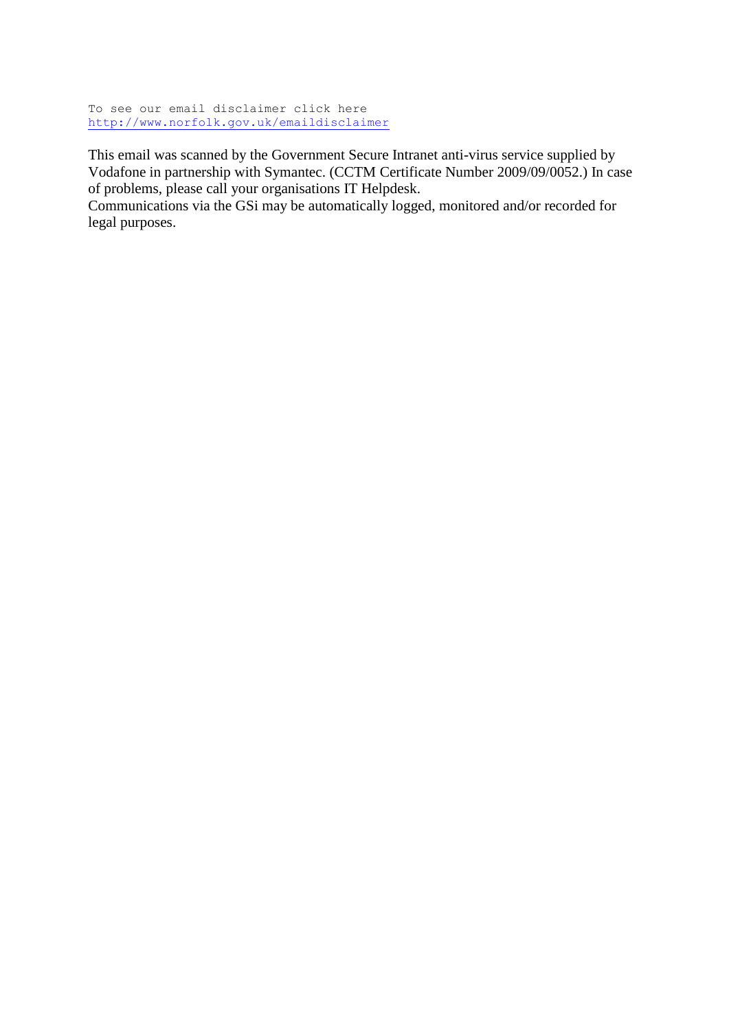```
To see our email disclaimer click here
http://www.norfolk.gov.uk/emaildisclaimer
```

This email was scanned by the Government Secure Intranet anti-virus service supplied by Vodafone in partnership with Symantec. (CCTM Certificate Number 2009/09/0052.) In case of problems, please call your organisations IT Helpdesk.
Communications via the GSi may be automatically logged, monitored and/or recorded for legal purposes.